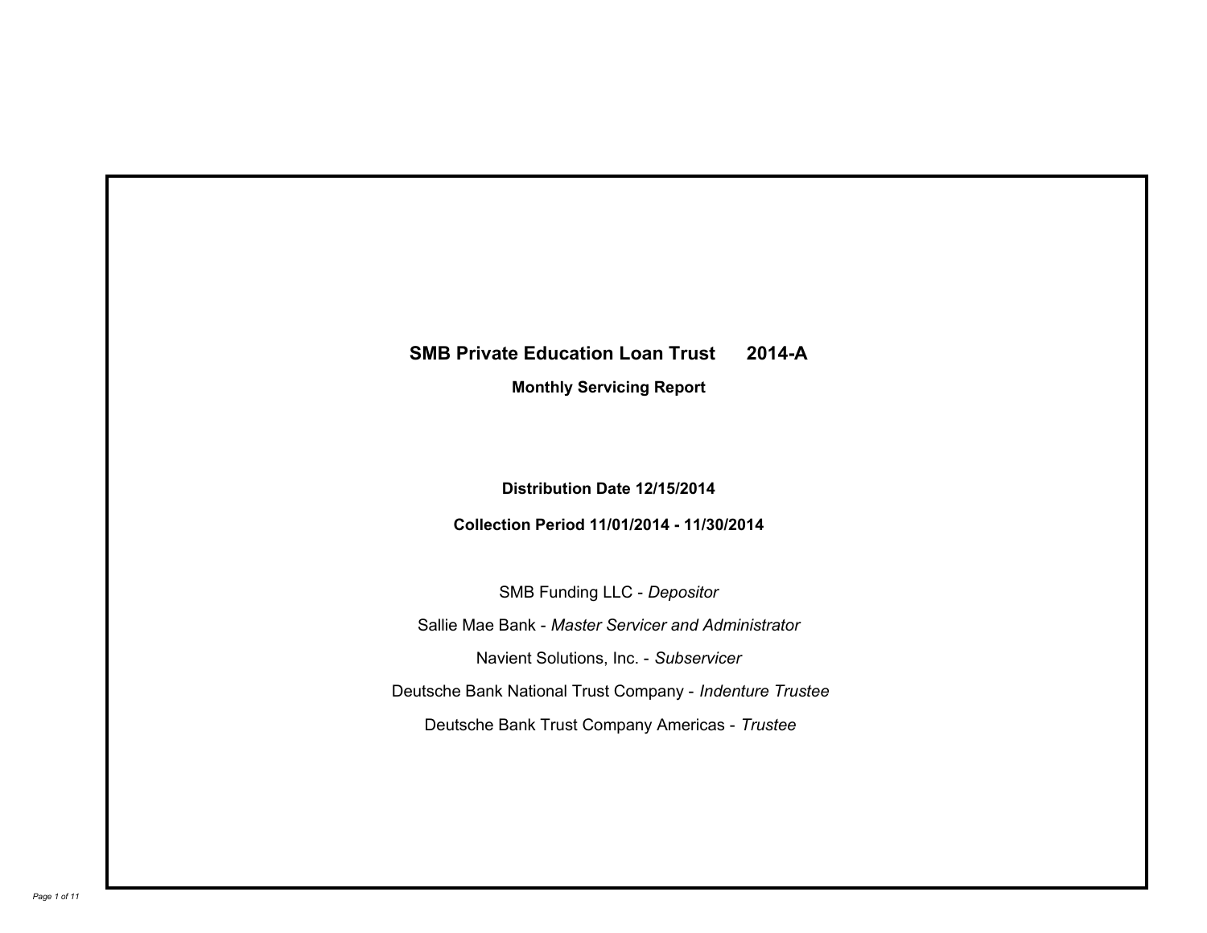# SMB Private Education Loan Trust 2014-A

## Monthly Servicing Report

**Distribution Date 12/15/2014**

**Collection Period 11/01/2014 - 11/30/2014**

SMB Funding LLC - *Depositor*

Sallie Mae Bank - *Master Servicer and Administrator*

Navient Solutions, Inc. - *Subservicer*

Deutsche Bank National Trust Company - *Indenture Trustee*

Deutsche Bank Trust Company Americas - *Trustee*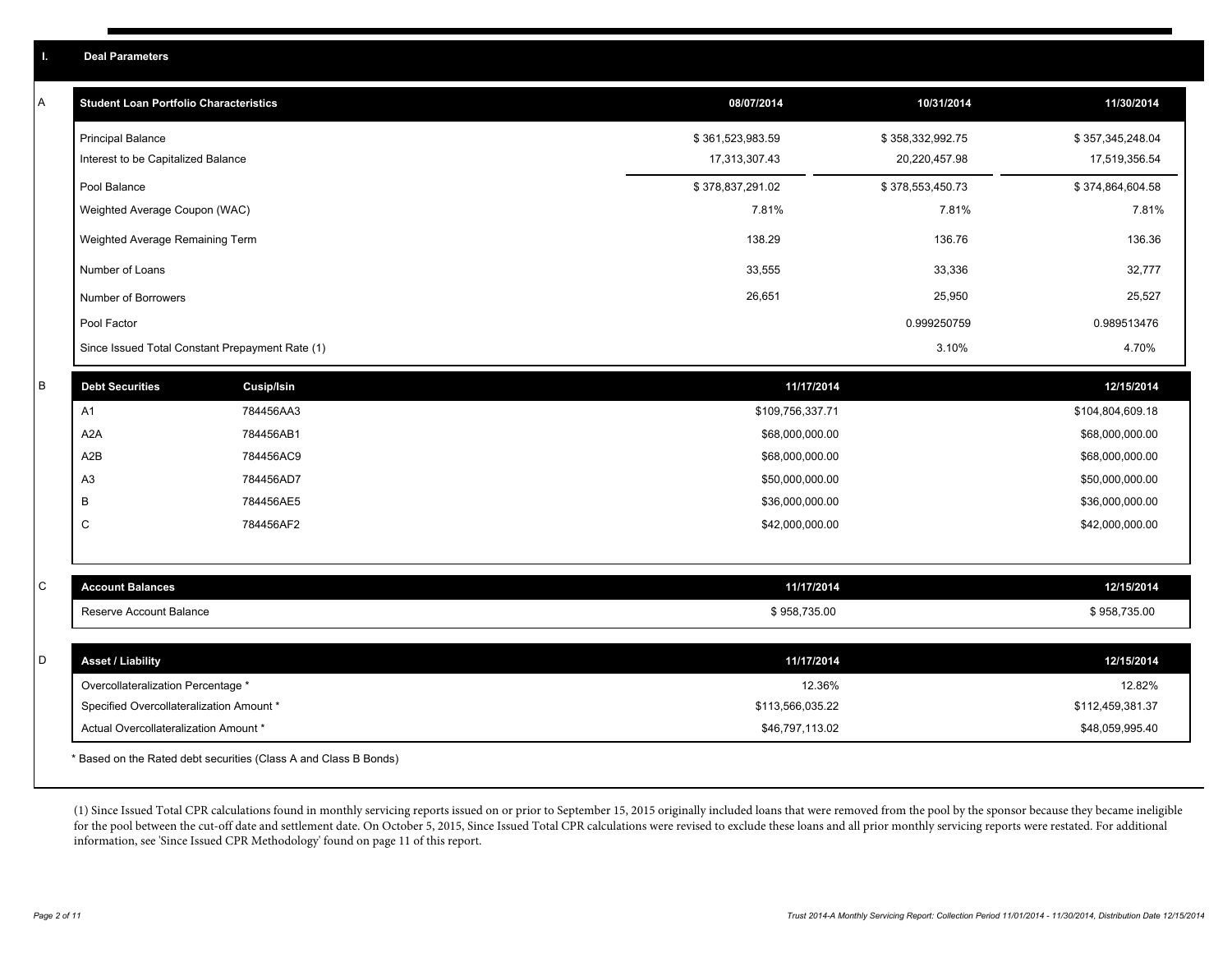## I. Deal Parameters

### A

| Student Loan Portfolio Characteristics | 08/07/2014 | 10/31/2014 | 11/30/2014 |
|---|---|---|---|
| Principal Balance | $ 361,523,983.59 | $ 358,332,992.75 | $ 357,345,248.04 |
| Interest to be Capitalized Balance | 17,313,307.43 | 20,220,457.98 | 17,519,356.54 |
| Pool Balance | $ 378,837,291.02 | $ 378,553,450.73 | $ 374,864,604.58 |
| Weighted Average Coupon (WAC) | 7.81% | 7.81% | 7.81% |
| Weighted Average Remaining Term | 138.29 | 136.76 | 136.36 |
| Number of Loans | 33,555 | 33,336 | 32,777 |
| Number of Borrowers | 26,651 | 25,950 | 25,527 |
| Pool Factor | | 0.999250759 | 0.989513476 |
| Since Issued Total Constant Prepayment Rate (1) | | 3.10% | 4.70% |

### B

| Debt Securities | Cusip/Isin | 11/17/2014 | 12/15/2014 |
|---|---|---|---|
| A1 | 784456AA3 | $109,756,337.71 | $104,804,609.18 |
| A2A | 784456AB1 | $68,000,000.00 | $68,000,000.00 |
| A2B | 784456AC9 | $68,000,000.00 | $68,000,000.00 |
| A3 | 784456AD7 | $50,000,000.00 | $50,000,000.00 |
| B | 784456AE5 | $36,000,000.00 | $36,000,000.00 |
| C | 784456AF2 | $42,000,000.00 | $42,000,000.00 |

### C

| Account Balances | 11/17/2014 | 12/15/2014 |
|---|---|---|
| Reserve Account Balance | $ 958,735.00 | $ 958,735.00 |

### D

| Asset / Liability | 11/17/2014 | 12/15/2014 |
|---|---|---|
| Overcollateralization Percentage * | 12.36% | 12.82% |
| Specified Overcollateralization Amount * | $113,566,035.22 | $112,459,381.37 |
| Actual Overcollateralization Amount * | $46,797,113.02 | $48,059,995.40 |

* Based on the Rated debt securities (Class A and Class B Bonds)

(1) Since Issued Total CPR calculations found in monthly servicing reports issued on or prior to September 15, 2015 originally included loans that were removed from the pool by the sponsor because they became ineligible for the pool between the cut-off date and settlement date. On October 5, 2015, Since Issued Total CPR calculations were revised to exclude these loans and all prior monthly servicing reports were restated. For additional information, see 'Since Issued CPR Methodology' found on page 11 of this report.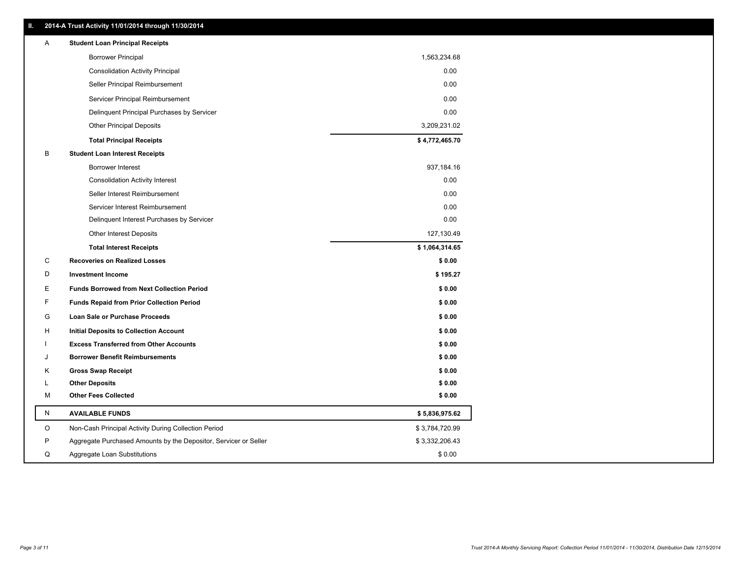## II. 2014-A Trust Activity 11/01/2014 through 11/30/2014

| | | |
|---|---|---|
| A | **Student Loan Principal Receipts** | |
| | Borrower Principal | 1,563,234.68 |
| | Consolidation Activity Principal | 0.00 |
| | Seller Principal Reimbursement | 0.00 |
| | Servicer Principal Reimbursement | 0.00 |
| | Delinquent Principal Purchases by Servicer | 0.00 |
| | Other Principal Deposits | 3,209,231.02 |
| | **Total Principal Receipts** | **$ 4,772,465.70** |
| B | **Student Loan Interest Receipts** | |
| | Borrower Interest | 937,184.16 |
| | Consolidation Activity Interest | 0.00 |
| | Seller Interest Reimbursement | 0.00 |
| | Servicer Interest Reimbursement | 0.00 |
| | Delinquent Interest Purchases by Servicer | 0.00 |
| | Other Interest Deposits | 127,130.49 |
| | **Total Interest Receipts** | **$ 1,064,314.65** |
| C | **Recoveries on Realized Losses** | **$ 0.00** |
| D | **Investment Income** | **$ 195.27** |
| E | **Funds Borrowed from Next Collection Period** | **$ 0.00** |
| F | **Funds Repaid from Prior Collection Period** | **$ 0.00** |
| G | **Loan Sale or Purchase Proceeds** | **$ 0.00** |
| H | **Initial Deposits to Collection Account** | **$ 0.00** |
| I | **Excess Transferred from Other Accounts** | **$ 0.00** |
| J | **Borrower Benefit Reimbursements** | **$ 0.00** |
| K | **Gross Swap Receipt** | **$ 0.00** |
| L | **Other Deposits** | **$ 0.00** |
| M | **Other Fees Collected** | **$ 0.00** |
| N | **AVAILABLE FUNDS** | **$ 5,836,975.62** |
| O | Non-Cash Principal Activity During Collection Period | $ 3,784,720.99 |
| P | Aggregate Purchased Amounts by the Depositor, Servicer or Seller | $ 3,332,206.43 |
| Q | Aggregate Loan Substitutions | $ 0.00 |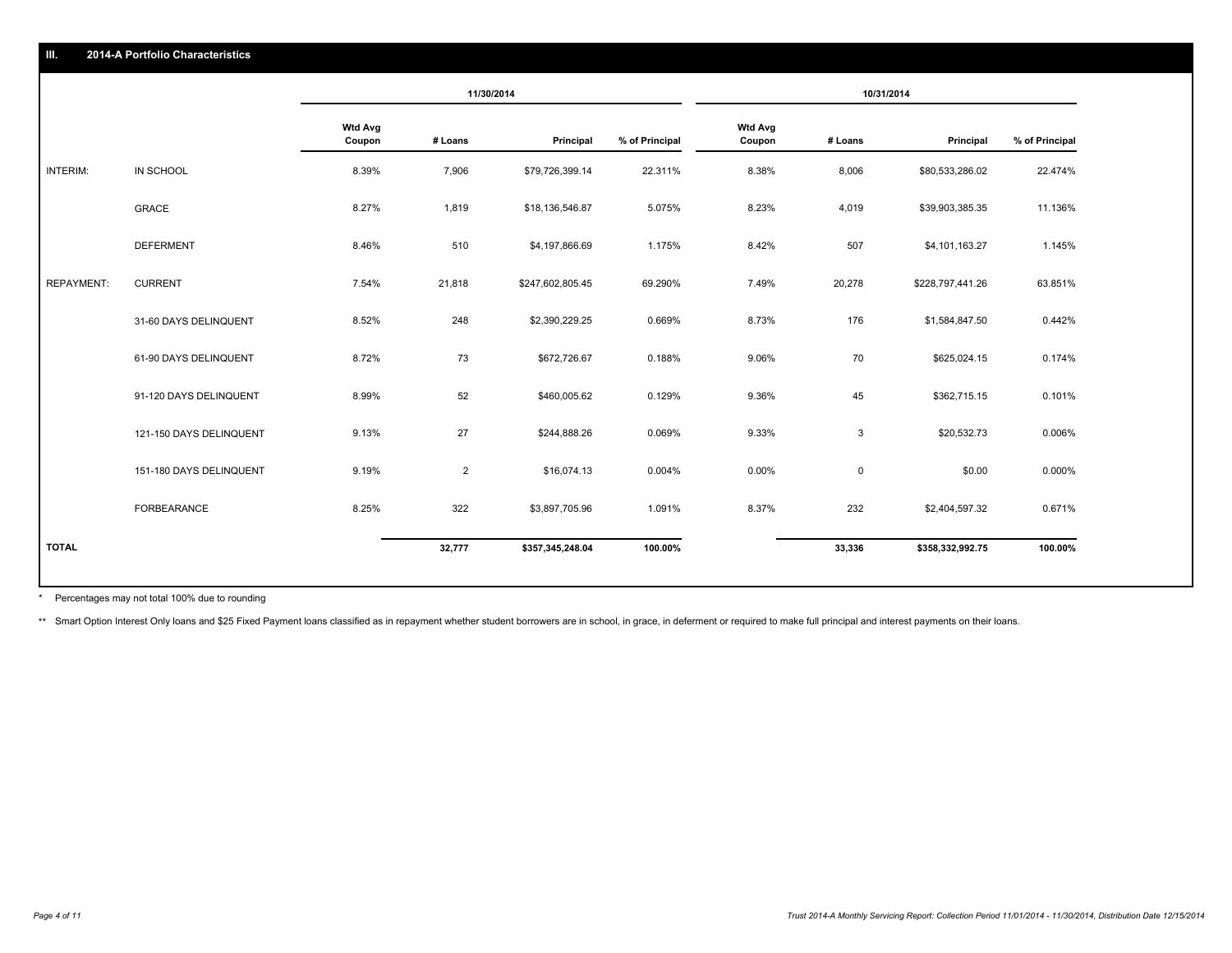## III. 2014-A Portfolio Characteristics

| | | 11/30/2014 | | | | 10/31/2014 | | | |
|---|---|---|---|---|---|---|---|---|---|
| | | Wtd Avg Coupon | # Loans | Principal | % of Principal | Wtd Avg Coupon | # Loans | Principal | % of Principal |
| INTERIM: | IN SCHOOL | 8.39% | 7,906 | $79,726,399.14 | 22.311% | 8.38% | 8,006 | $80,533,286.02 | 22.474% |
| | GRACE | 8.27% | 1,819 | $18,136,546.87 | 5.075% | 8.23% | 4,019 | $39,903,385.35 | 11.136% |
| | DEFERMENT | 8.46% | 510 | $4,197,866.69 | 1.175% | 8.42% | 507 | $4,101,163.27 | 1.145% |
| REPAYMENT: | CURRENT | 7.54% | 21,818 | $247,602,805.45 | 69.290% | 7.49% | 20,278 | $228,797,441.26 | 63.851% |
| | 31-60 DAYS DELINQUENT | 8.52% | 248 | $2,390,229.25 | 0.669% | 8.73% | 176 | $1,584,847.50 | 0.442% |
| | 61-90 DAYS DELINQUENT | 8.72% | 73 | $672,726.67 | 0.188% | 9.06% | 70 | $625,024.15 | 0.174% |
| | 91-120 DAYS DELINQUENT | 8.99% | 52 | $460,005.62 | 0.129% | 9.36% | 45 | $362,715.15 | 0.101% |
| | 121-150 DAYS DELINQUENT | 9.13% | 27 | $244,888.26 | 0.069% | 9.33% | 3 | $20,532.73 | 0.006% |
| | 151-180 DAYS DELINQUENT | 9.19% | 2 | $16,074.13 | 0.004% | 0.00% | 0 | $0.00 | 0.000% |
| | FORBEARANCE | 8.25% | 322 | $3,897,705.96 | 1.091% | 8.37% | 232 | $2,404,597.32 | 0.671% |
| **TOTAL** | | | **32,777** | **$357,345,248.04** | **100.00%** | | **33,336** | **$358,332,992.75** | **100.00%** |

\* Percentages may not total 100% due to rounding

\*\* Smart Option Interest Only loans and $25 Fixed Payment loans classified as in repayment whether student borrowers are in school, in grace, in deferment or required to make full principal and interest payments on their loans.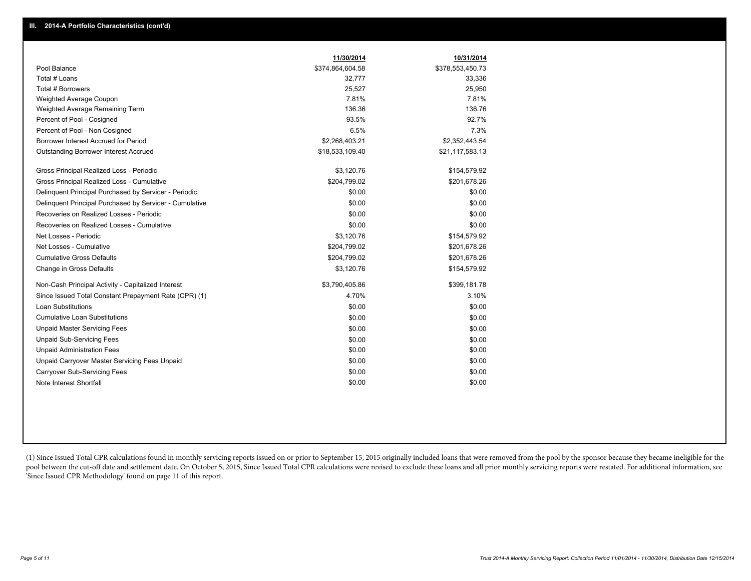## III. 2014-A Portfolio Characteristics (cont'd)

| | 11/30/2014 | 10/31/2014 |
|---|---|---|
| Pool Balance | $374,864,604.58 | $378,553,450.73 |
| Total # Loans | 32,777 | 33,336 |
| Total # Borrowers | 25,527 | 25,950 |
| Weighted Average Coupon | 7.81% | 7.81% |
| Weighted Average Remaining Term | 136.36 | 136.76 |
| Percent of Pool - Cosigned | 93.5% | 92.7% |
| Percent of Pool - Non Cosigned | 6.5% | 7.3% |
| Borrower Interest Accrued for Period | $2,268,403.21 | $2,352,443.54 |
| Outstanding Borrower Interest Accrued | $18,533,109.40 | $21,117,583.13 |
| Gross Principal Realized Loss - Periodic | $3,120.76 | $154,579.92 |
| Gross Principal Realized Loss - Cumulative | $204,799.02 | $201,678.26 |
| Delinquent Principal Purchased by Servicer - Periodic | $0.00 | $0.00 |
| Delinquent Principal Purchased by Servicer - Cumulative | $0.00 | $0.00 |
| Recoveries on Realized Losses - Periodic | $0.00 | $0.00 |
| Recoveries on Realized Losses - Cumulative | $0.00 | $0.00 |
| Net Losses - Periodic | $3,120.76 | $154,579.92 |
| Net Losses - Cumulative | $204,799.02 | $201,678.26 |
| Cumulative Gross Defaults | $204,799.02 | $201,678.26 |
| Change in Gross Defaults | $3,120.76 | $154,579.92 |
| Non-Cash Principal Activity - Capitalized Interest | $3,790,405.86 | $399,181.78 |
| Since Issued Total Constant Prepayment Rate (CPR) (1) | 4.70% | 3.10% |
| Loan Substitutions | $0.00 | $0.00 |
| Cumulative Loan Substitutions | $0.00 | $0.00 |
| Unpaid Master Servicing Fees | $0.00 | $0.00 |
| Unpaid Sub-Servicing Fees | $0.00 | $0.00 |
| Unpaid Administration Fees | $0.00 | $0.00 |
| Unpaid Carryover Master Servicing Fees Unpaid | $0.00 | $0.00 |
| Carryover Sub-Servicing Fees | $0.00 | $0.00 |
| Note Interest Shortfall | $0.00 | $0.00 |

(1) Since Issued Total CPR calculations found in monthly servicing reports issued on or prior to September 15, 2015 originally included loans that were removed from the pool by the sponsor because they became ineligible for the pool between the cut-off date and settlement date. On October 5, 2015, Since Issued Total CPR calculations were revised to exclude these loans and all prior monthly servicing reports were restated. For additional information, see 'Since Issued CPR Methodology' found on page 11 of this report.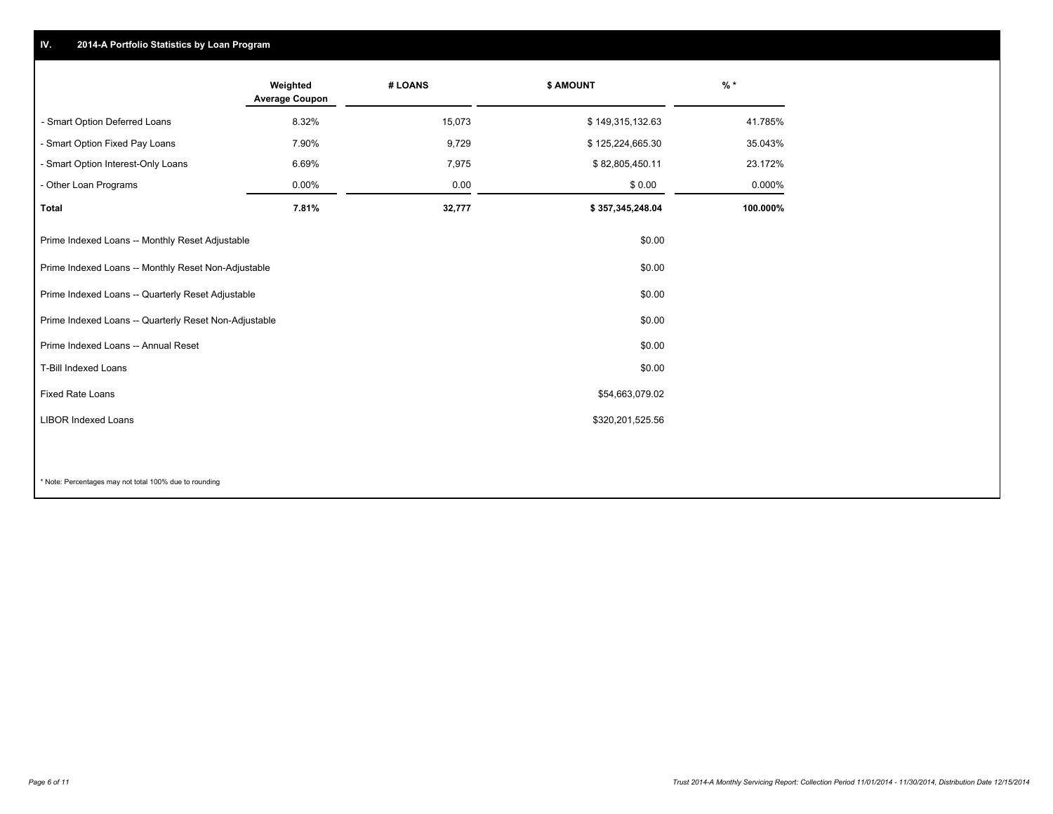## IV. 2014-A Portfolio Statistics by Loan Program

| | Weighted Average Coupon | # LOANS | $ AMOUNT | % * |
|---|---|---|---|---|
| - Smart Option Deferred Loans | 8.32% | 15,073 | $ 149,315,132.63 | 41.785% |
| - Smart Option Fixed Pay Loans | 7.90% | 9,729 | $ 125,224,665.30 | 35.043% |
| - Smart Option Interest-Only Loans | 6.69% | 7,975 | $ 82,805,450.11 | 23.172% |
| - Other Loan Programs | 0.00% | 0.00 | $ 0.00 | 0.000% |
| **Total** | **7.81%** | **32,777** | **$ 357,345,248.04** | **100.000%** |

| | $ AMOUNT |
|---|---|
| Prime Indexed Loans -- Monthly Reset Adjustable | $0.00 |
| Prime Indexed Loans -- Monthly Reset Non-Adjustable | $0.00 |
| Prime Indexed Loans -- Quarterly Reset Adjustable | $0.00 |
| Prime Indexed Loans -- Quarterly Reset Non-Adjustable | $0.00 |
| Prime Indexed Loans -- Annual Reset | $0.00 |
| T-Bill Indexed Loans | $0.00 |
| Fixed Rate Loans | $54,663,079.02 |
| LIBOR Indexed Loans | $320,201,525.56 |

* Note: Percentages may not total 100% due to rounding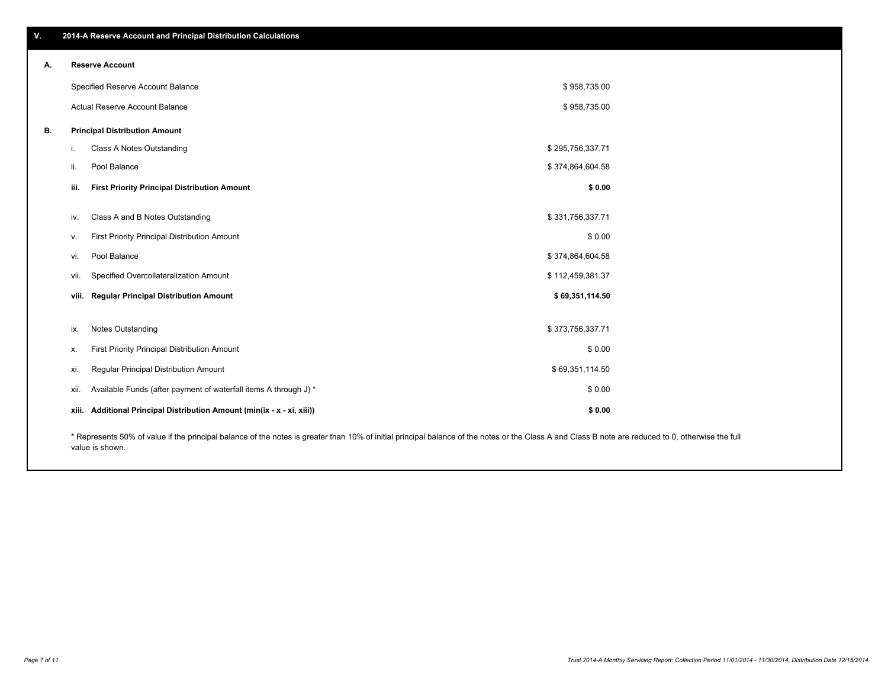## V. 2014-A Reserve Account and Principal Distribution Calculations

### A. Reserve Account

| | |
|---|---|
| Specified Reserve Account Balance | $ 958,735.00 |
| Actual Reserve Account Balance | $ 958,735.00 |

### B. Principal Distribution Amount

| | | |
|---|---|---|
| i. | Class A Notes Outstanding | $ 295,756,337.71 |
| ii. | Pool Balance | $ 374,864,604.58 |
| **iii.** | **First Priority Principal Distribution Amount** | **$ 0.00** |
| iv. | Class A and B Notes Outstanding | $ 331,756,337.71 |
| v. | First Priority Principal Distribution Amount | $ 0.00 |
| vi. | Pool Balance | $ 374,864,604.58 |
| vii. | Specified Overcollateralization Amount | $ 112,459,381.37 |
| **viii.** | **Regular Principal Distribution Amount** | **$ 69,351,114.50** |
| ix. | Notes Outstanding | $ 373,756,337.71 |
| x. | First Priority Principal Distribution Amount | $ 0.00 |
| xi. | Regular Principal Distribution Amount | $ 69,351,114.50 |
| xii. | Available Funds (after payment of waterfall items A through J) * | $ 0.00 |
| **xiii.** | **Additional Principal Distribution Amount (min(ix - x - xi, xiii))** | **$ 0.00** |

* Represents 50% of value if the principal balance of the notes is greater than 10% of initial principal balance of the notes or the Class A and Class B note are reduced to 0, otherwise the full value is shown.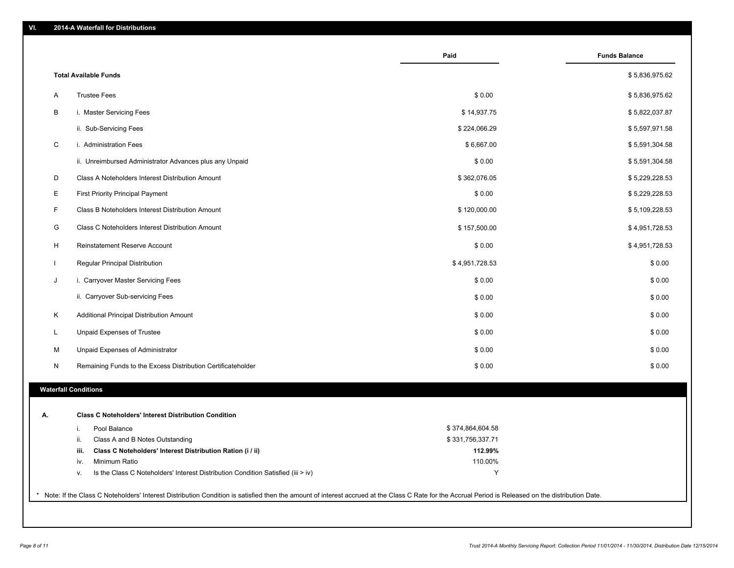## VI. 2014-A Waterfall for Distributions

| | | Paid | Funds Balance |
|---|---|---|---|
| | **Total Available Funds** | | $ 5,836,975.62 |
| A | Trustee Fees | $ 0.00 | $ 5,836,975.62 |
| B | i. Master Servicing Fees | $ 14,937.75 | $ 5,822,037.87 |
| | ii. Sub-Servicing Fees | $ 224,066.29 | $ 5,597,971.58 |
| C | i. Administration Fees | $ 6,667.00 | $ 5,591,304.58 |
| | ii. Unreimbursed Administrator Advances plus any Unpaid | $ 0.00 | $ 5,591,304.58 |
| D | Class A Noteholders Interest Distribution Amount | $ 362,076.05 | $ 5,229,228.53 |
| E | First Priority Principal Payment | $ 0.00 | $ 5,229,228.53 |
| F | Class B Noteholders Interest Distribution Amount | $ 120,000.00 | $ 5,109,228.53 |
| G | Class C Noteholders Interest Distribution Amount | $ 157,500.00 | $ 4,951,728.53 |
| H | Reinstatement Reserve Account | $ 0.00 | $ 4,951,728.53 |
| I | Regular Principal Distribution | $ 4,951,728.53 | $ 0.00 |
| J | i. Carryover Master Servicing Fees | $ 0.00 | $ 0.00 |
| | ii. Carryover Sub-servicing Fees | $ 0.00 | $ 0.00 |
| K | Additional Principal Distribution Amount | $ 0.00 | $ 0.00 |
| L | Unpaid Expenses of Trustee | $ 0.00 | $ 0.00 |
| M | Unpaid Expenses of Administrator | $ 0.00 | $ 0.00 |
| N | Remaining Funds to the Excess Distribution Certificateholder | $ 0.00 | $ 0.00 |

### Waterfall Conditions

**A. Class C Noteholders' Interest Distribution Condition**

| | | |
|---|---|---|
| i. | Pool Balance | $ 374,864,604.58 |
| ii. | Class A and B Notes Outstanding | $ 331,756,337.71 |
| **iii.** | **Class C Noteholders' Interest Distribution Ration (i / ii)** | **112.99%** |
| iv. | Minimum Ratio | 110.00% |
| v. | Is the Class C Noteholders' Interest Distribution Condition Satisfied (iii > iv) | Y |

* Note: If the Class C Noteholders' Interest Distribution Condition is satisfied then the amount of interest accrued at the Class C Rate for the Accrual Period is Released on the distribution Date.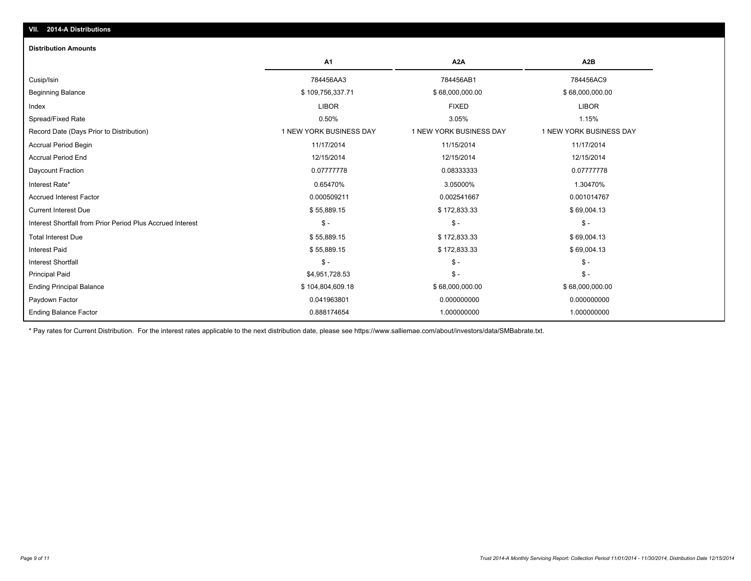## VII. 2014-A Distributions

### Distribution Amounts

| | A1 | A2A | A2B |
|---|---|---|---|
| Cusip/Isin | 784456AA3 | 784456AB1 | 784456AC9 |
| Beginning Balance | $ 109,756,337.71 | $ 68,000,000.00 | $ 68,000,000.00 |
| Index | LIBOR | FIXED | LIBOR |
| Spread/Fixed Rate | 0.50% | 3.05% | 1.15% |
| Record Date (Days Prior to Distribution) | 1 NEW YORK BUSINESS DAY | 1 NEW YORK BUSINESS DAY | 1 NEW YORK BUSINESS DAY |
| Accrual Period Begin | 11/17/2014 | 11/15/2014 | 11/17/2014 |
| Accrual Period End | 12/15/2014 | 12/15/2014 | 12/15/2014 |
| Daycount Fraction | 0.07777778 | 0.08333333 | 0.07777778 |
| Interest Rate* | 0.65470% | 3.05000% | 1.30470% |
| Accrued Interest Factor | 0.000509211 | 0.002541667 | 0.001014767 |
| Current Interest Due | $ 55,889.15 | $ 172,833.33 | $ 69,004.13 |
| Interest Shortfall from Prior Period Plus Accrued Interest | $ - | $ - | $ - |
| Total Interest Due | $ 55,889.15 | $ 172,833.33 | $ 69,004.13 |
| Interest Paid | $ 55,889.15 | $ 172,833.33 | $ 69,004.13 |
| Interest Shortfall | $ - | $ - | $ - |
| Principal Paid | $4,951,728.53 | $ - | $ - |
| Ending Principal Balance | $ 104,804,609.18 | $ 68,000,000.00 | $ 68,000,000.00 |
| Paydown Factor | 0.041963801 | 0.000000000 | 0.000000000 |
| Ending Balance Factor | 0.888174654 | 1.000000000 | 1.000000000 |

* Pay rates for Current Distribution. For the interest rates applicable to the next distribution date, please see https://www.salliemae.com/about/investors/data/SMBabrate.txt.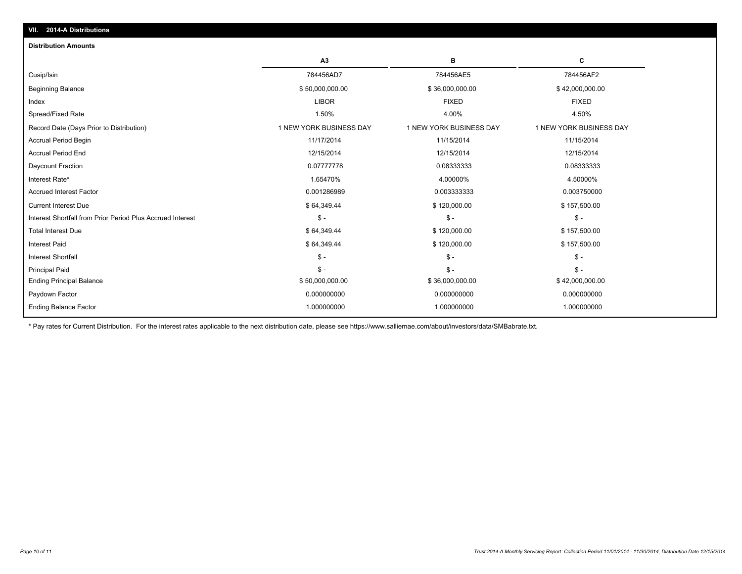## VII. 2014-A Distributions

### Distribution Amounts

| | A3 | B | C |
|---|---|---|---|
| Cusip/Isin | 784456AD7 | 784456AE5 | 784456AF2 |
| Beginning Balance | $ 50,000,000.00 | $ 36,000,000.00 | $ 42,000,000.00 |
| Index | LIBOR | FIXED | FIXED |
| Spread/Fixed Rate | 1.50% | 4.00% | 4.50% |
| Record Date (Days Prior to Distribution) | 1 NEW YORK BUSINESS DAY | 1 NEW YORK BUSINESS DAY | 1 NEW YORK BUSINESS DAY |
| Accrual Period Begin | 11/17/2014 | 11/15/2014 | 11/15/2014 |
| Accrual Period End | 12/15/2014 | 12/15/2014 | 12/15/2014 |
| Daycount Fraction | 0.07777778 | 0.08333333 | 0.08333333 |
| Interest Rate* | 1.65470% | 4.00000% | 4.50000% |
| Accrued Interest Factor | 0.001286989 | 0.003333333 | 0.003750000 |
| Current Interest Due | $ 64,349.44 | $ 120,000.00 | $ 157,500.00 |
| Interest Shortfall from Prior Period Plus Accrued Interest | $ - | $ - | $ - |
| Total Interest Due | $ 64,349.44 | $ 120,000.00 | $ 157,500.00 |
| Interest Paid | $ 64,349.44 | $ 120,000.00 | $ 157,500.00 |
| Interest Shortfall | $ - | $ - | $ - |
| Principal Paid | $ - | $ - | $ - |
| Ending Principal Balance | $ 50,000,000.00 | $ 36,000,000.00 | $ 42,000,000.00 |
| Paydown Factor | 0.000000000 | 0.000000000 | 0.000000000 |
| Ending Balance Factor | 1.000000000 | 1.000000000 | 1.000000000 |

* Pay rates for Current Distribution. For the interest rates applicable to the next distribution date, please see https://www.salliemae.com/about/investors/data/SMBabrate.txt.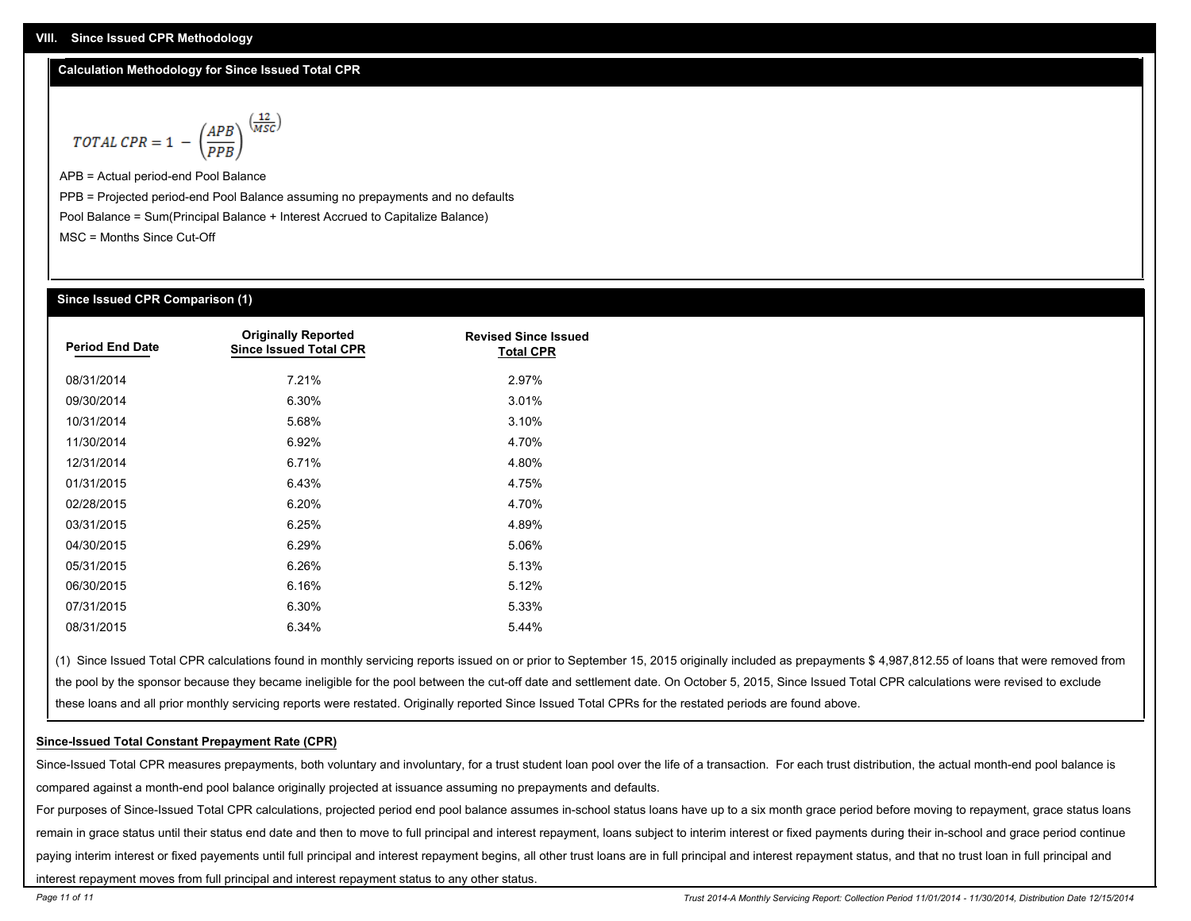## VIII. Since Issued CPR Methodology

### Calculation Methodology for Since Issued Total CPR

$$TOTAL\ CPR = 1 - \left(\frac{APB}{PPB}\right)^{\left(\frac{12}{MSC}\right)}$$

APB = Actual period-end Pool Balance

PPB = Projected period-end Pool Balance assuming no prepayments and no defaults

Pool Balance = Sum(Principal Balance + Interest Accrued to Capitalize Balance)

MSC = Months Since Cut-Off

### Since Issued CPR Comparison (1)

| Period End Date | Originally Reported Since Issued Total CPR | Revised Since Issued Total CPR |
|---|---|---|
| 08/31/2014 | 7.21% | 2.97% |
| 09/30/2014 | 6.30% | 3.01% |
| 10/31/2014 | 5.68% | 3.10% |
| 11/30/2014 | 6.92% | 4.70% |
| 12/31/2014 | 6.71% | 4.80% |
| 01/31/2015 | 6.43% | 4.75% |
| 02/28/2015 | 6.20% | 4.70% |
| 03/31/2015 | 6.25% | 4.89% |
| 04/30/2015 | 6.29% | 5.06% |
| 05/31/2015 | 6.26% | 5.13% |
| 06/30/2015 | 6.16% | 5.12% |
| 07/31/2015 | 6.30% | 5.33% |
| 08/31/2015 | 6.34% | 5.44% |

(1) Since Issued Total CPR calculations found in monthly servicing reports issued on or prior to September 15, 2015 originally included as prepayments $ 4,987,812.55 of loans that were removed from the pool by the sponsor because they became ineligible for the pool between the cut-off date and settlement date. On October 5, 2015, Since Issued Total CPR calculations were revised to exclude these loans and all prior monthly servicing reports were restated. Originally reported Since Issued Total CPRs for the restated periods are found above.

**Since-Issued Total Constant Prepayment Rate (CPR)**

Since-Issued Total CPR measures prepayments, both voluntary and involuntary, for a trust student loan pool over the life of a transaction. For each trust distribution, the actual month-end pool balance is compared against a month-end pool balance originally projected at issuance assuming no prepayments and defaults.

For purposes of Since-Issued Total CPR calculations, projected period end pool balance assumes in-school status loans have up to a six month grace period before moving to repayment, grace status loans remain in grace status until their status end date and then to move to full principal and interest repayment, loans subject to interim interest or fixed payments during their in-school and grace period continue paying interim interest or fixed payements until full principal and interest repayment begins, all other trust loans are in full principal and interest repayment status, and that no trust loan in full principal and interest repayment moves from full principal and interest repayment status to any other status.